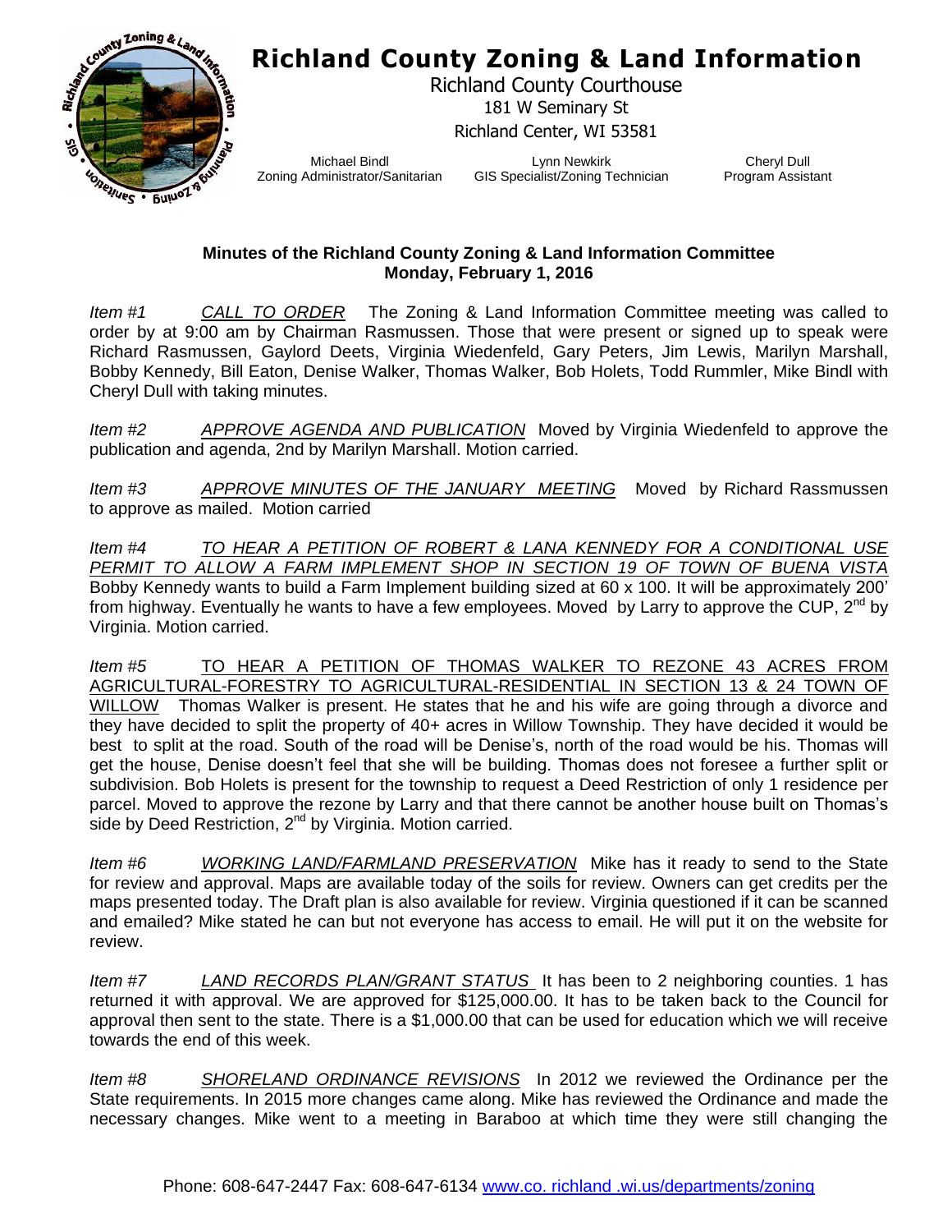# Richland County Zoning & Land Information

Richland County Courthouse
181 W Seminary St
Richland Center, WI 53581

Michael Bindl
Zoning Administrator/Sanitarian

Lynn Newkirk
GIS Specialist/Zoning Technician

Cheryl Dull
Program Assistant

**Minutes of the Richland County Zoning & Land Information Committee**
**Monday, February 1, 2016**

*Item #1* *CALL TO ORDER* The Zoning & Land Information Committee meeting was called to order by at 9:00 am by Chairman Rasmussen. Those that were present or signed up to speak were Richard Rasmussen, Gaylord Deets, Virginia Wiedenfeld, Gary Peters, Jim Lewis, Marilyn Marshall, Bobby Kennedy, Bill Eaton, Denise Walker, Thomas Walker, Bob Holets, Todd Rummler, Mike Bindl with Cheryl Dull with taking minutes.

*Item #2* *APPROVE AGENDA AND PUBLICATION* Moved by Virginia Wiedenfeld to approve the publication and agenda, 2nd by Marilyn Marshall. Motion carried.

*Item #3* *APPROVE MINUTES OF THE JANUARY MEETING* Moved by Richard Rassmussen to approve as mailed. Motion carried

*Item #4* *TO HEAR A PETITION OF ROBERT & LANA KENNEDY FOR A CONDITIONAL USE PERMIT TO ALLOW A FARM IMPLEMENT SHOP IN SECTION 19 OF TOWN OF BUENA VISTA* Bobby Kennedy wants to build a Farm Implement building sized at 60 x 100. It will be approximately 200' from highway. Eventually he wants to have a few employees. Moved by Larry to approve the CUP, 2nd by Virginia. Motion carried.

*Item #5* TO HEAR A PETITION OF THOMAS WALKER TO REZONE 43 ACRES FROM AGRICULTURAL-FORESTRY TO AGRICULTURAL-RESIDENTIAL IN SECTION 13 & 24 TOWN OF WILLOW Thomas Walker is present. He states that he and his wife are going through a divorce and they have decided to split the property of 40+ acres in Willow Township. They have decided it would be best to split at the road. South of the road will be Denise's, north of the road would be his. Thomas will get the house, Denise doesn't feel that she will be building. Thomas does not foresee a further split or subdivision. Bob Holets is present for the township to request a Deed Restriction of only 1 residence per parcel. Moved to approve the rezone by Larry and that there cannot be another house built on Thomas's side by Deed Restriction, 2nd by Virginia. Motion carried.

*Item #6* *WORKING LAND/FARMLAND PRESERVATION* Mike has it ready to send to the State for review and approval. Maps are available today of the soils for review. Owners can get credits per the maps presented today. The Draft plan is also available for review. Virginia questioned if it can be scanned and emailed? Mike stated he can but not everyone has access to email. He will put it on the website for review.

*Item #7* *LAND RECORDS PLAN/GRANT STATUS* It has been to 2 neighboring counties. 1 has returned it with approval. We are approved for $125,000.00. It has to be taken back to the Council for approval then sent to the state. There is a $1,000.00 that can be used for education which we will receive towards the end of this week.

*Item #8* *SHORELAND ORDINANCE REVISIONS* In 2012 we reviewed the Ordinance per the State requirements. In 2015 more changes came along. Mike has reviewed the Ordinance and made the necessary changes. Mike went to a meeting in Baraboo at which time they were still changing the

Phone: 608-647-2447 Fax: 608-647-6134 www.co. richland .wi.us/departments/zoning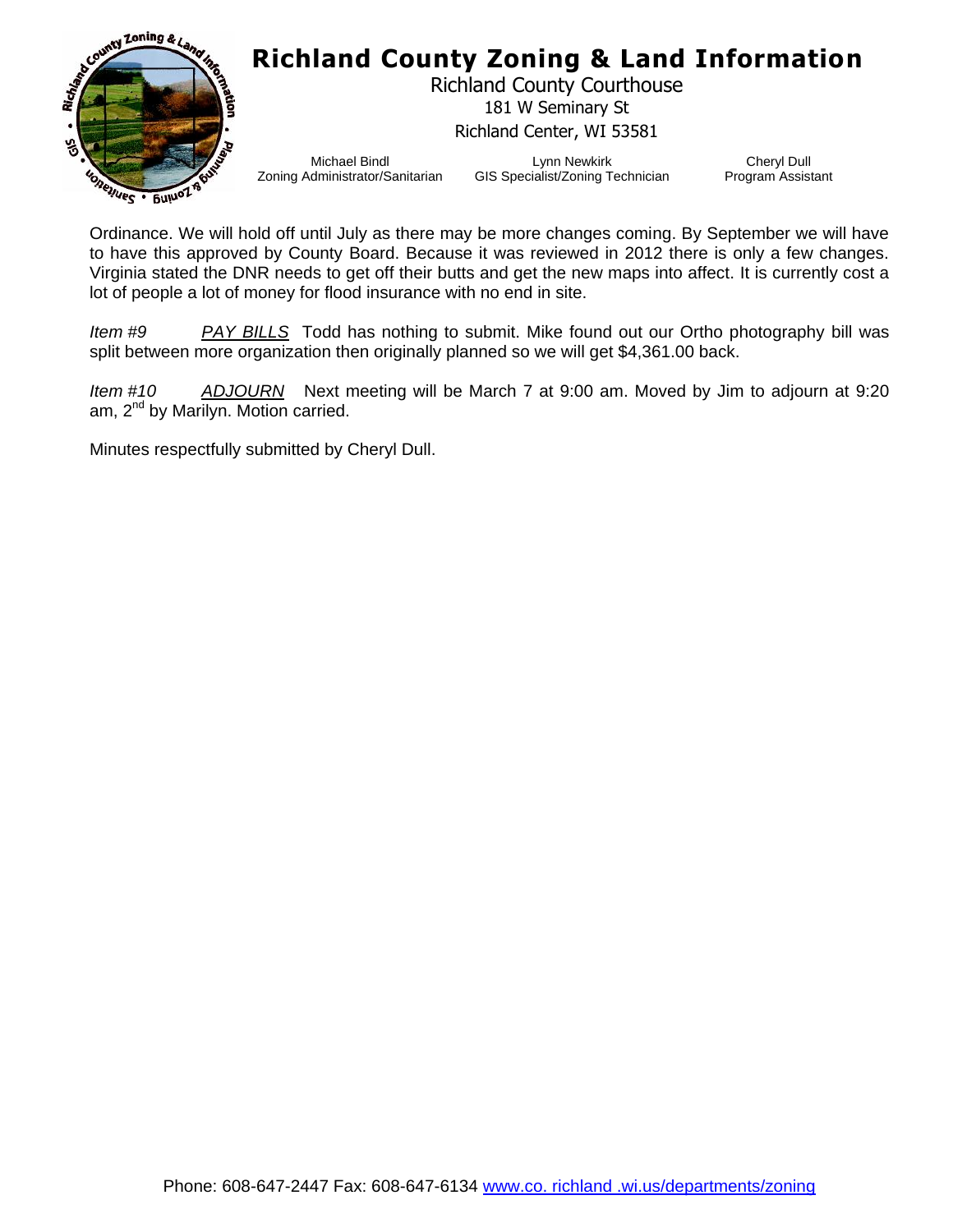# Richland County Zoning & Land Information

Richland County Courthouse
181 W Seminary St
Richland Center, WI 53581

Michael Bindl
Zoning Administrator/Sanitarian

Lynn Newkirk
GIS Specialist/Zoning Technician

Cheryl Dull
Program Assistant

Ordinance. We will hold off until July as there may be more changes coming. By September we will have to have this approved by County Board. Because it was reviewed in 2012 there is only a few changes. Virginia stated the DNR needs to get off their butts and get the new maps into affect. It is currently cost a lot of people a lot of money for flood insurance with no end in site.

*Item #9* <u>PAY BILLS</u> Todd has nothing to submit. Mike found out our Ortho photography bill was split between more organization then originally planned so we will get $4,361.00 back.

*Item #10* <u>ADJOURN</u> Next meeting will be March 7 at 9:00 am. Moved by Jim to adjourn at 9:20 am, 2nd by Marilyn. Motion carried.

Minutes respectfully submitted by Cheryl Dull.

Phone: 608-647-2447 Fax: 608-647-6134 www.co. richland .wi.us/departments/zoning